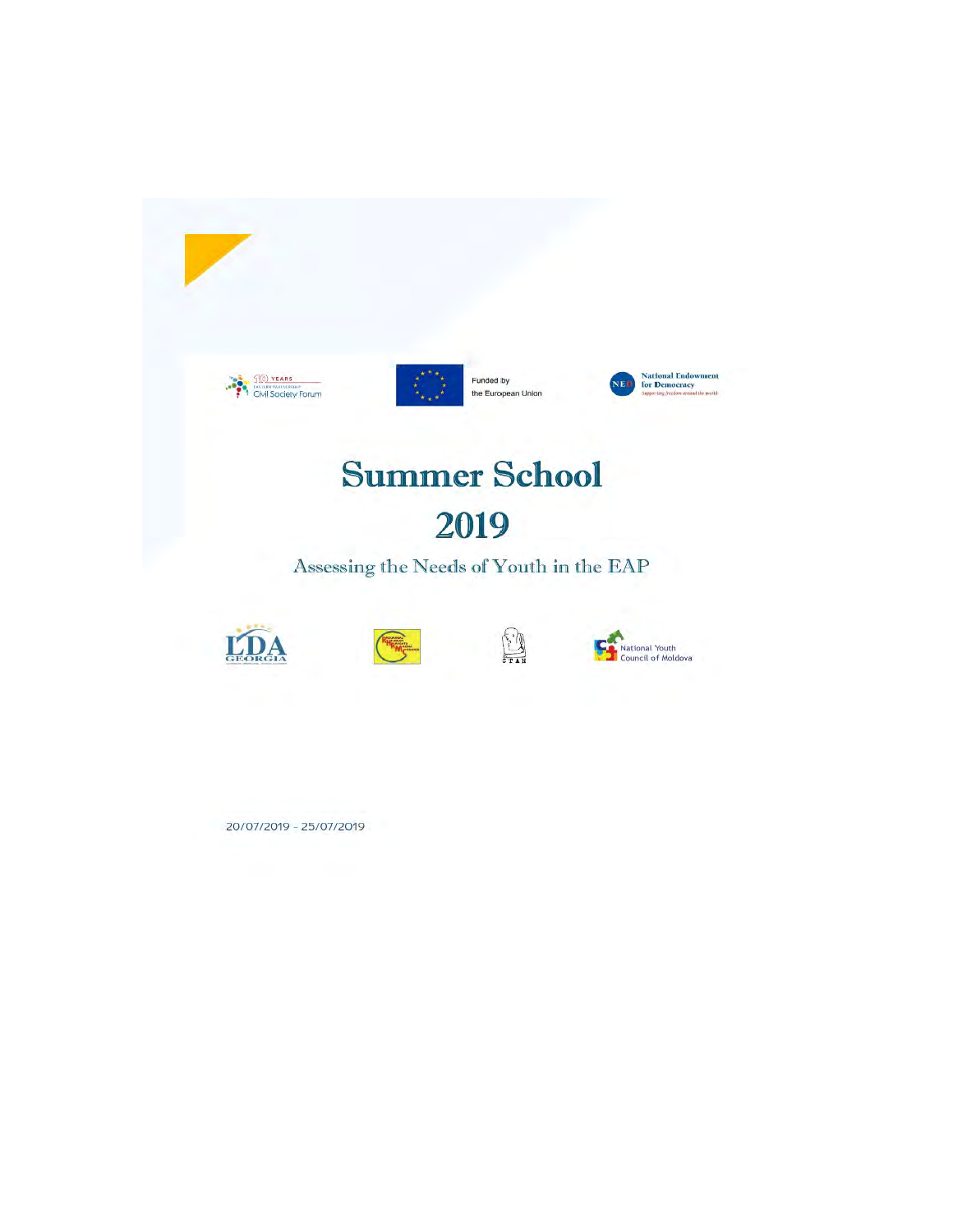10 YEARS
Eastern Partnership
Civil Society Forum

Funded by
the European Union

National Endowment for Democracy
Supporting freedom around the world

# Summer School 2019

## Assessing the Needs of Youth in the EAP

LDA GEORGIA

National Youth Council of Moldova

20/07/2019 - 25/07/2019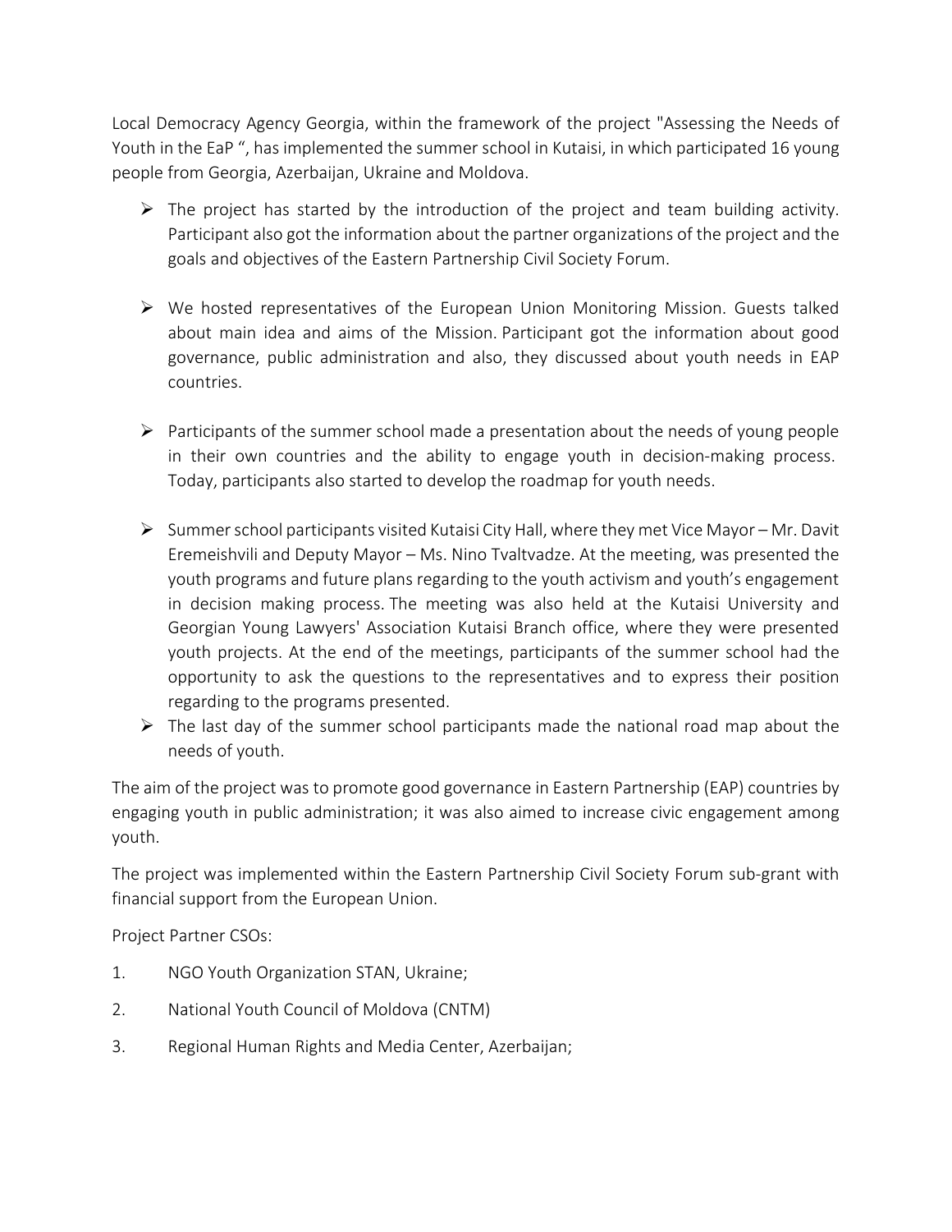Local Democracy Agency Georgia, within the framework of the project "Assessing the Needs of Youth in the EaP ", has implemented the summer school in Kutaisi, in which participated 16 young people from Georgia, Azerbaijan, Ukraine and Moldova.

- The project has started by the introduction of the project and team building activity. Participant also got the information about the partner organizations of the project and the goals and objectives of the Eastern Partnership Civil Society Forum.

- We hosted representatives of the European Union Monitoring Mission. Guests talked about main idea and aims of the Mission. Participant got the information about good governance, public administration and also, they discussed about youth needs in EAP countries.

- Participants of the summer school made a presentation about the needs of young people in their own countries and the ability to engage youth in decision-making process. Today, participants also started to develop the roadmap for youth needs.

- Summer school participants visited Kutaisi City Hall, where they met Vice Mayor – Mr. Davit Eremeishvili and Deputy Mayor – Ms. Nino Tvaltvadze. At the meeting, was presented the youth programs and future plans regarding to the youth activism and youth's engagement in decision making process. The meeting was also held at the Kutaisi University and Georgian Young Lawyers' Association Kutaisi Branch office, where they were presented youth projects. At the end of the meetings, participants of the summer school had the opportunity to ask the questions to the representatives and to express their position regarding to the programs presented.
- The last day of the summer school participants made the national road map about the needs of youth.

The aim of the project was to promote good governance in Eastern Partnership (EAP) countries by engaging youth in public administration; it was also aimed to increase civic engagement among youth.

The project was implemented within the Eastern Partnership Civil Society Forum sub-grant with financial support from the European Union.

Project Partner CSOs:

1. NGO Youth Organization STAN, Ukraine;
2. National Youth Council of Moldova (CNTM)
3. Regional Human Rights and Media Center, Azerbaijan;